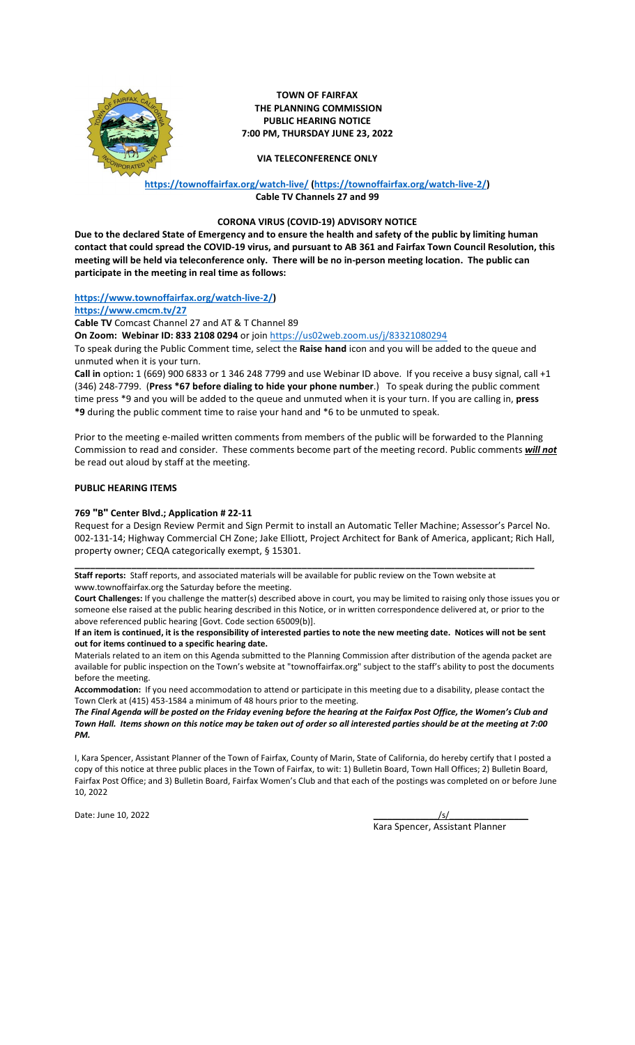# TOWN OF FAIRFAX
## THE PLANNING COMMISSION
## PUBLIC HEARING NOTICE
## 7:00 PM, THURSDAY JUNE 23, 2022

**VIA TELECONFERENCE ONLY**

**https://townoffairfax.org/watch-live/ (https://townoffairfax.org/watch-live-2/)**
**Cable TV Channels 27 and 99**

**CORONA VIRUS (COVID-19) ADVISORY NOTICE**

**Due to the declared State of Emergency and to ensure the health and safety of the public by limiting human contact that could spread the COVID-19 virus, and pursuant to AB 361 and Fairfax Town Council Resolution, this meeting will be held via teleconference only. There will be no in-person meeting location. The public can participate in the meeting in real time as follows:**

**https://www.townoffairfax.org/watch-live-2/)**
**https://www.cmcm.tv/27**
**Cable TV** Comcast Channel 27 and AT & T Channel 89
**On Zoom: Webinar ID: 833 2108 0294** or join https://us02web.zoom.us/j/83321080294

To speak during the Public Comment time, select the **Raise hand** icon and you will be added to the queue and unmuted when it is your turn.

**Call in** option**:** 1 (669) 900 6833 or 1 346 248 7799 and use Webinar ID above. If you receive a busy signal, call +1 (346) 248-7799. (**Press *67 before dialing to hide your phone number**.) To speak during the public comment time press *9 and you will be added to the queue and unmuted when it is your turn. If you are calling in, **press *9** during the public comment time to raise your hand and *6 to be unmuted to speak.

Prior to the meeting e-mailed written comments from members of the public will be forwarded to the Planning Commission to read and consider. These comments become part of the meeting record. Public comments ***will not*** be read out aloud by staff at the meeting.

**PUBLIC HEARING ITEMS**

**769 "B" Center Blvd.; Application # 22-11**

Request for a Design Review Permit and Sign Permit to install an Automatic Teller Machine; Assessor's Parcel No. 002-131-14; Highway Commercial CH Zone; Jake Elliott, Project Architect for Bank of America, applicant; Rich Hall, property owner; CEQA categorically exempt, § 15301.

---

**Staff reports:** Staff reports, and associated materials will be available for public review on the Town website at www.townoffairfax.org the Saturday before the meeting.

**Court Challenges:** If you challenge the matter(s) described above in court, you may be limited to raising only those issues you or someone else raised at the public hearing described in this Notice, or in written correspondence delivered at, or prior to the above referenced public hearing [Govt. Code section 65009(b)].

**If an item is continued, it is the responsibility of interested parties to note the new meeting date. Notices will not be sent out for items continued to a specific hearing date.**

Materials related to an item on this Agenda submitted to the Planning Commission after distribution of the agenda packet are available for public inspection on the Town's website at "townoffairfax.org" subject to the staff's ability to post the documents before the meeting.

**Accommodation:** If you need accommodation to attend or participate in this meeting due to a disability, please contact the Town Clerk at (415) 453-1584 a minimum of 48 hours prior to the meeting.

***The Final Agenda will be posted on the Friday evening before the hearing at the Fairfax Post Office, the Women's Club and Town Hall. Items shown on this notice may be taken out of order so all interested parties should be at the meeting at 7:00 PM.***

I, Kara Spencer, Assistant Planner of the Town of Fairfax, County of Marin, State of California, do hereby certify that I posted a copy of this notice at three public places in the Town of Fairfax, to wit: 1) Bulletin Board, Town Hall Offices; 2) Bulletin Board, Fairfax Post Office; and 3) Bulletin Board, Fairfax Women's Club and that each of the postings was completed on or before June 10, 2022

Date: June 10, 2022

/s/
Kara Spencer, Assistant Planner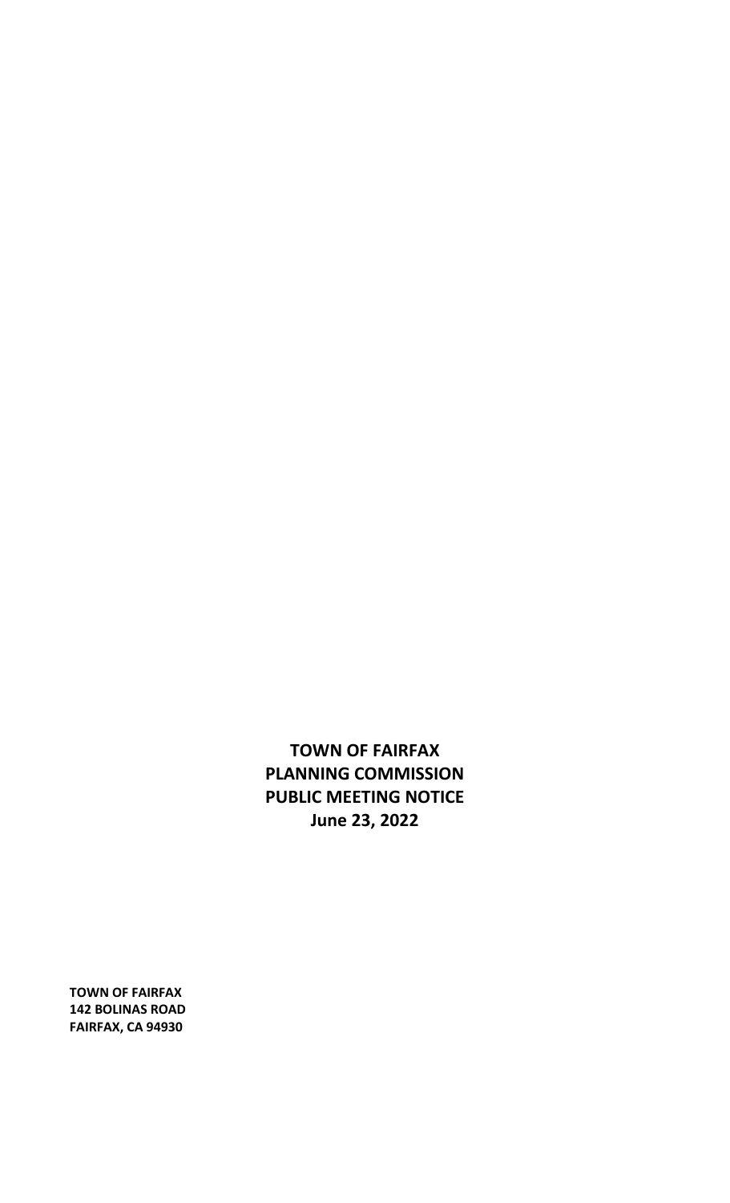**TOWN OF FAIRFAX**
**PLANNING COMMISSION**
**PUBLIC MEETING NOTICE**
**June 23, 2022**

**TOWN OF FAIRFAX**
**142 BOLINAS ROAD**
**FAIRFAX, CA 94930**